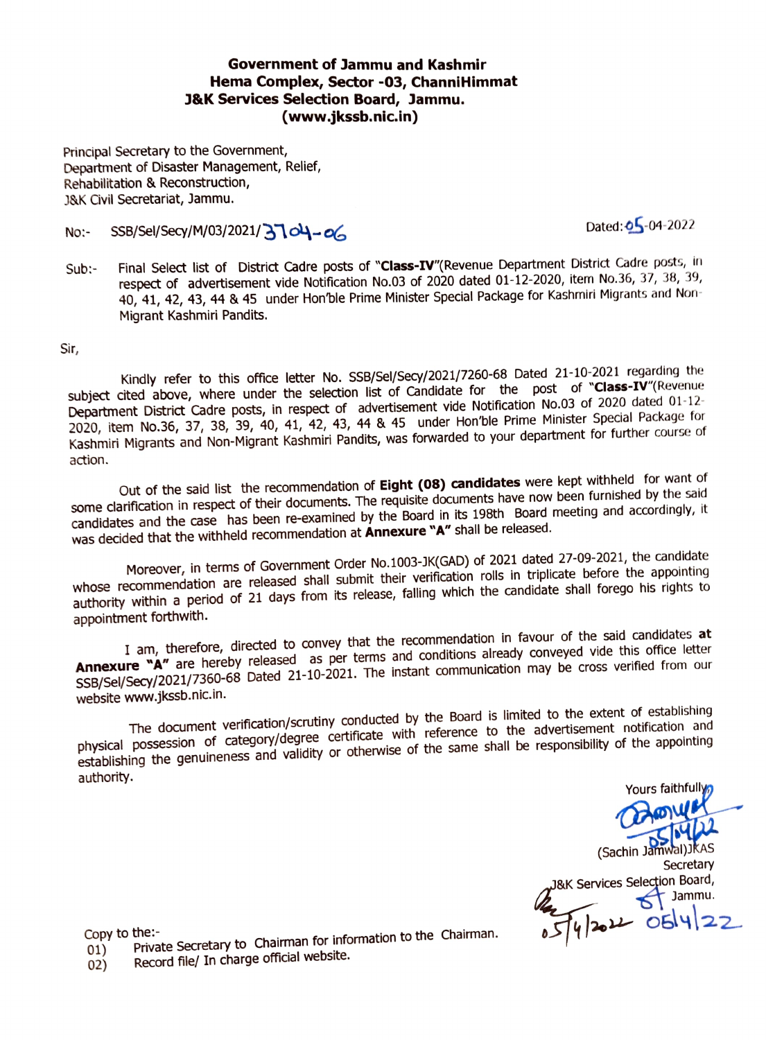**Government of Jammu and Kashmir**
**Hema Complex, Sector -03, ChanniHimmat**
**J&K Services Selection Board, Jammu.**
**(www.jkssb.nic.in)**

Principal Secretary to the Government,
Department of Disaster Management, Relief,
Rehabilitation & Reconstruction,
J&K Civil Secretariat, Jammu.

No:- SSB/Sel/Secy/M/03/2021/3704-06

Dated: 05-04-2022

Sub:- Final Select list of District Cadre posts of "**Class-IV**"(Revenue Department District Cadre posts, in respect of advertisement vide Notification No.03 of 2020 dated 01-12-2020, item No.36, 37, 38, 39, 40, 41, 42, 43, 44 & 45 under Hon'ble Prime Minister Special Package for Kashmiri Migrants and Non-Migrant Kashmiri Pandits.

Sir,

Kindly refer to this office letter No. SSB/Sel/Secy/2021/7260-68 Dated 21-10-2021 regarding the subject cited above, where under the selection list of Candidate for the post of "**Class-IV**"(Revenue Department District Cadre posts, in respect of advertisement vide Notification No.03 of 2020 dated 01-12-2020, item No.36, 37, 38, 39, 40, 41, 42, 43, 44 & 45 under Hon'ble Prime Minister Special Package for Kashmiri Migrants and Non-Migrant Kashmiri Pandits, was forwarded to your department for further course of action.

Out of the said list the recommendation of **Eight (08) candidates** were kept withheld for want of some clarification in respect of their documents. The requisite documents have now been furnished by the said candidates and the case has been re-examined by the Board in its 198th Board meeting and accordingly, it was decided that the withheld recommendation at **Annexure "A"** shall be released.

Moreover, in terms of Government Order No.1003-JK(GAD) of 2021 dated 27-09-2021, the candidate whose recommendation are released shall submit their verification rolls in triplicate before the appointing authority within a period of 21 days from its release, falling which the candidate shall forego his rights to appointment forthwith.

I am, therefore, directed to convey that the recommendation in favour of the said candidates **at Annexure "A"** are hereby released as per terms and conditions already conveyed vide this office letter SSB/Sel/Secy/2021/7360-68 Dated 21-10-2021. The instant communication may be cross verified from our website www.jkssb.nic.in.

The document verification/scrutiny conducted by the Board is limited to the extent of establishing physical possession of category/degree certificate with reference to the advertisement notification and establishing the genuineness and validity or otherwise of the same shall be responsibility of the appointing authority.

Yours faithfully,

05/04/22

(Sachin Jamwal)JKAS
Secretary
J&K Services Selection Board,
Jammu.

05/4/2022 05/4/22

Copy to the:-

01) Private Secretary to Chairman for information to the Chairman.
02) Record file/ In charge official website.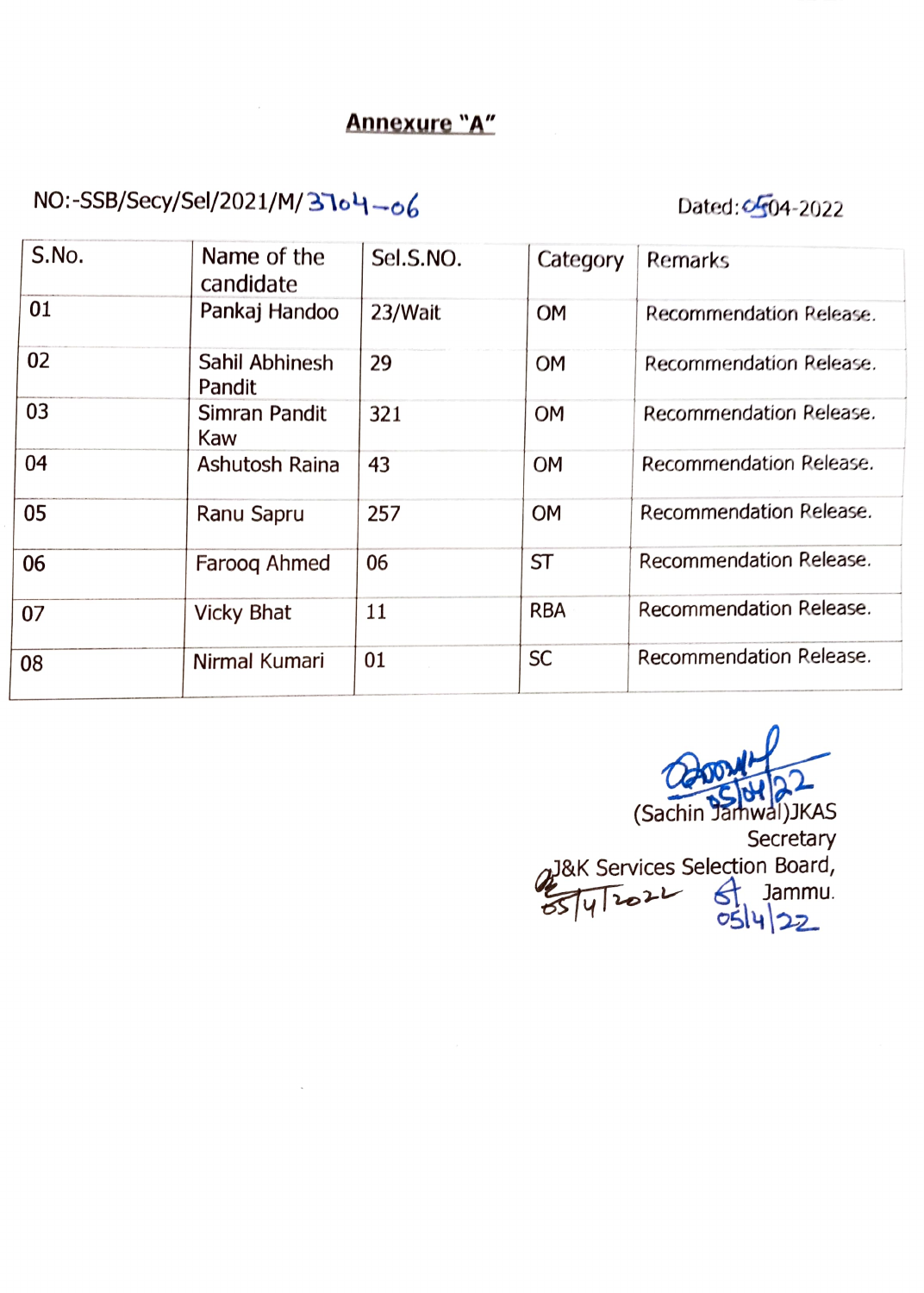# Annexure "A"

NO:-SSB/Secy/Sel/2021/M/3704-06 Dated:05-04-2022

| S.No. | Name of the candidate | Sel.S.NO. | Category | Remarks |
|---|---|---|---|---|
| 01 | Pankaj Handoo | 23/Wait | OM | Recommendation Release. |
| 02 | Sahil Abhinesh Pandit | 29 | OM | Recommendation Release. |
| 03 | Simran Pandit Kaw | 321 | OM | Recommendation Release. |
| 04 | Ashutosh Raina | 43 | OM | Recommendation Release. |
| 05 | Ranu Sapru | 257 | OM | Recommendation Release. |
| 06 | Farooq Ahmed | 06 | ST | Recommendation Release. |
| 07 | Vicky Bhat | 11 | RBA | Recommendation Release. |
| 08 | Nirmal Kumari | 01 | SC | Recommendation Release. |

05/04/22

(Sachin Jamwal)JKAS
Secretary
J&K Services Selection Board,
Jammu.

05/4/2022

05/4/22